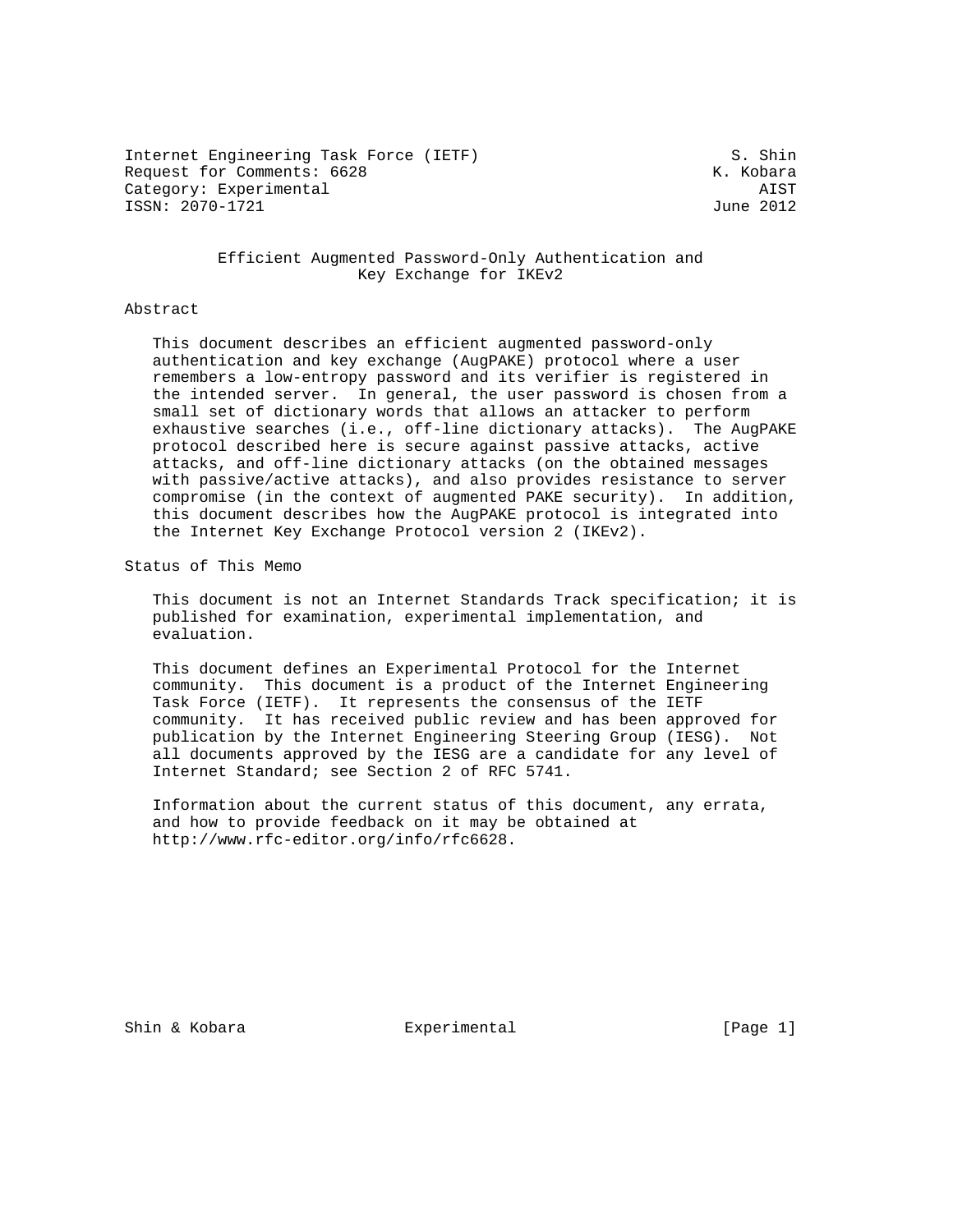Internet Engineering Task Force (IETF) S. Shin
Request for Comments: 6628 K. Kobara
Category: Experimental AIST
ISSN: 2070-1721 June 2012

# Efficient Augmented Password-Only Authentication and Key Exchange for IKEv2

## Abstract

This document describes an efficient augmented password-only authentication and key exchange (AugPAKE) protocol where a user remembers a low-entropy password and its verifier is registered in the intended server. In general, the user password is chosen from a small set of dictionary words that allows an attacker to perform exhaustive searches (i.e., off-line dictionary attacks). The AugPAKE protocol described here is secure against passive attacks, active attacks, and off-line dictionary attacks (on the obtained messages with passive/active attacks), and also provides resistance to server compromise (in the context of augmented PAKE security). In addition, this document describes how the AugPAKE protocol is integrated into the Internet Key Exchange Protocol version 2 (IKEv2).

## Status of This Memo

This document is not an Internet Standards Track specification; it is published for examination, experimental implementation, and evaluation.

This document defines an Experimental Protocol for the Internet community. This document is a product of the Internet Engineering Task Force (IETF). It represents the consensus of the IETF community. It has received public review and has been approved for publication by the Internet Engineering Steering Group (IESG). Not all documents approved by the IESG are a candidate for any level of Internet Standard; see Section 2 of RFC 5741.

Information about the current status of this document, any errata, and how to provide feedback on it may be obtained at http://www.rfc-editor.org/info/rfc6628.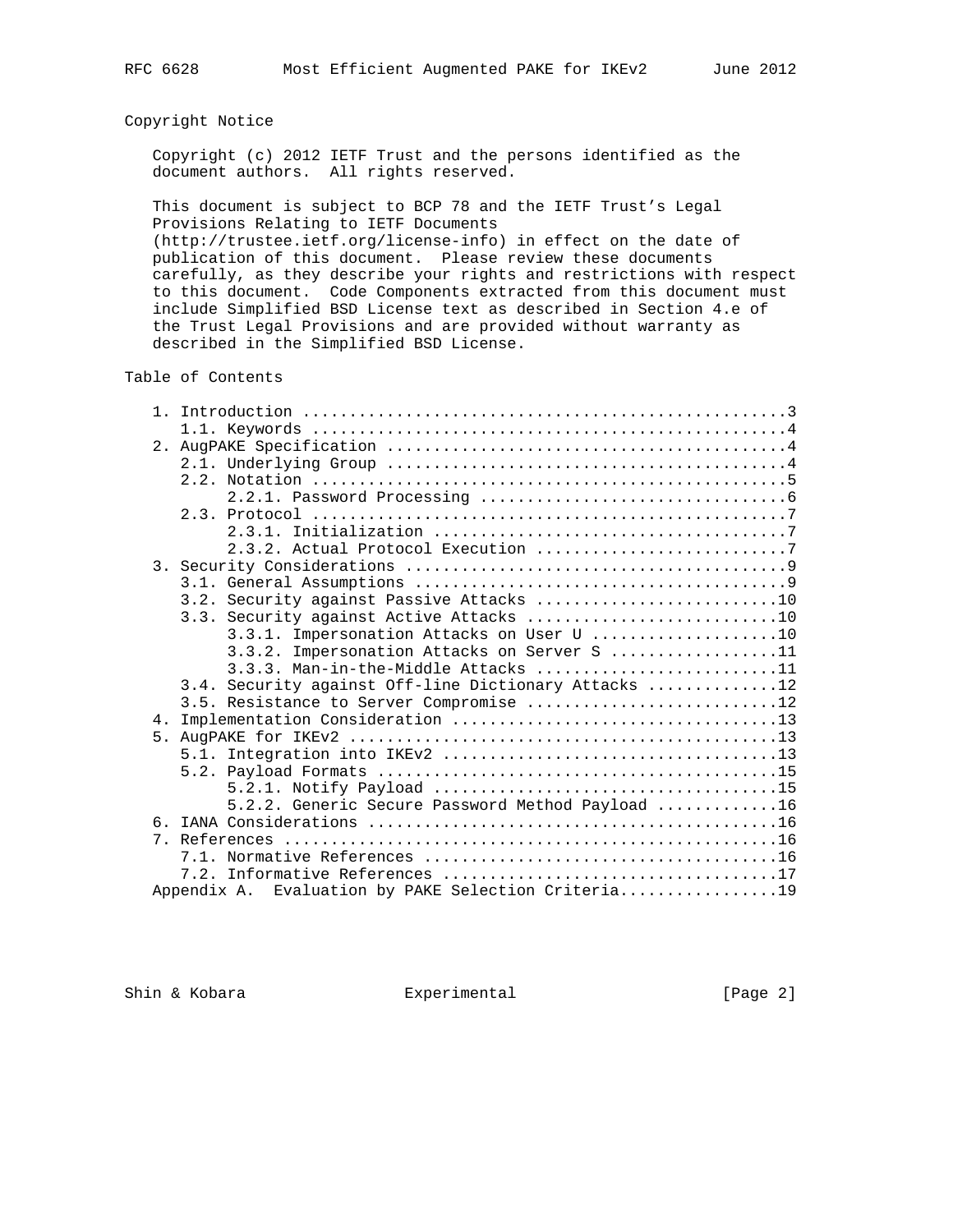## Copyright Notice

Copyright (c) 2012 IETF Trust and the persons identified as the document authors. All rights reserved.

This document is subject to BCP 78 and the IETF Trust's Legal Provisions Relating to IETF Documents (http://trustee.ietf.org/license-info) in effect on the date of publication of this document. Please review these documents carefully, as they describe your rights and restrictions with respect to this document. Code Components extracted from this document must include Simplified BSD License text as described in Section 4.e of the Trust Legal Provisions and are provided without warranty as described in the Simplified BSD License.

## Table of Contents

```
   1. Introduction ....................................................3
      1.1. Keywords ...................................................4
   2. AugPAKE Specification ...........................................4
      2.1. Underlying Group ...........................................4
      2.2. Notation ...................................................5
           2.2.1. Password Processing .................................6
      2.3. Protocol ...................................................7
           2.3.1. Initialization ......................................7
           2.3.2. Actual Protocol Execution ...........................7
   3. Security Considerations .........................................9
      3.1. General Assumptions ........................................9
      3.2. Security against Passive Attacks ..........................10
      3.3. Security against Active Attacks ...........................10
           3.3.1. Impersonation Attacks on User U ....................10
           3.3.2. Impersonation Attacks on Server S ..................11
           3.3.3. Man-in-the-Middle Attacks ..........................11
      3.4. Security against Off-line Dictionary Attacks ..............12
      3.5. Resistance to Server Compromise ...........................12
   4. Implementation Consideration ...................................13
   5. AugPAKE for IKEv2 ..............................................13
      5.1. Integration into IKEv2 ....................................13
      5.2. Payload Formats ...........................................15
           5.2.1. Notify Payload .....................................15
           5.2.2. Generic Secure Password Method Payload .............16
   6. IANA Considerations ............................................16
   7. References .....................................................16
      7.1. Normative References ......................................16
      7.2. Informative References ....................................17
   Appendix A.  Evaluation by PAKE Selection Criteria.................19
```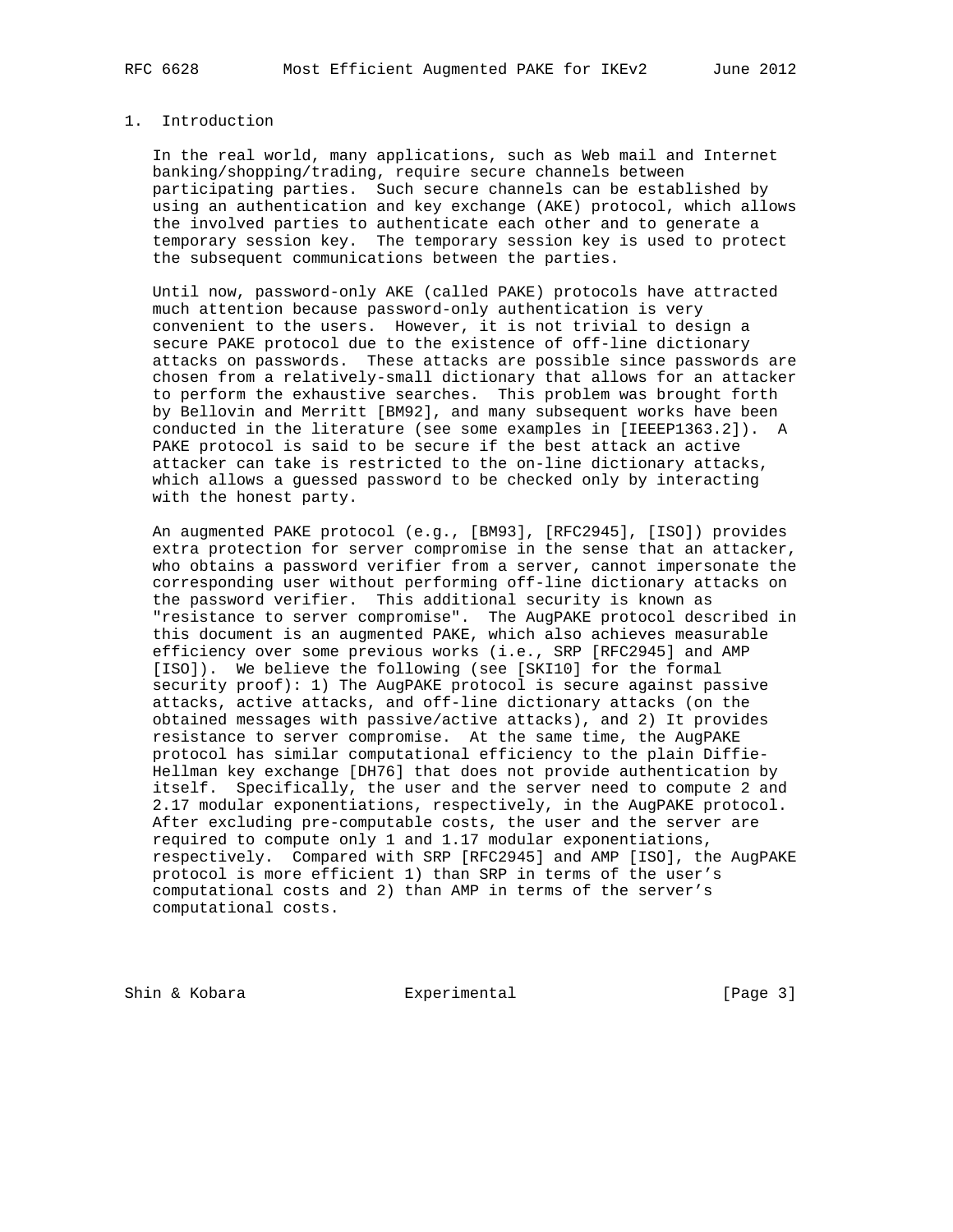## 1. Introduction

In the real world, many applications, such as Web mail and Internet banking/shopping/trading, require secure channels between participating parties. Such secure channels can be established by using an authentication and key exchange (AKE) protocol, which allows the involved parties to authenticate each other and to generate a temporary session key. The temporary session key is used to protect the subsequent communications between the parties.

Until now, password-only AKE (called PAKE) protocols have attracted much attention because password-only authentication is very convenient to the users. However, it is not trivial to design a secure PAKE protocol due to the existence of off-line dictionary attacks on passwords. These attacks are possible since passwords are chosen from a relatively-small dictionary that allows for an attacker to perform the exhaustive searches. This problem was brought forth by Bellovin and Merritt [BM92], and many subsequent works have been conducted in the literature (see some examples in [IEEEP1363.2]). A PAKE protocol is said to be secure if the best attack an active attacker can take is restricted to the on-line dictionary attacks, which allows a guessed password to be checked only by interacting with the honest party.

An augmented PAKE protocol (e.g., [BM93], [RFC2945], [ISO]) provides extra protection for server compromise in the sense that an attacker, who obtains a password verifier from a server, cannot impersonate the corresponding user without performing off-line dictionary attacks on the password verifier. This additional security is known as "resistance to server compromise". The AugPAKE protocol described in this document is an augmented PAKE, which also achieves measurable efficiency over some previous works (i.e., SRP [RFC2945] and AMP [ISO]). We believe the following (see [SKI10] for the formal security proof): 1) The AugPAKE protocol is secure against passive attacks, active attacks, and off-line dictionary attacks (on the obtained messages with passive/active attacks), and 2) It provides resistance to server compromise. At the same time, the AugPAKE protocol has similar computational efficiency to the plain Diffie-Hellman key exchange [DH76] that does not provide authentication by itself. Specifically, the user and the server need to compute 2 and 2.17 modular exponentiations, respectively, in the AugPAKE protocol. After excluding pre-computable costs, the user and the server are required to compute only 1 and 1.17 modular exponentiations, respectively. Compared with SRP [RFC2945] and AMP [ISO], the AugPAKE protocol is more efficient 1) than SRP in terms of the user's computational costs and 2) than AMP in terms of the server's computational costs.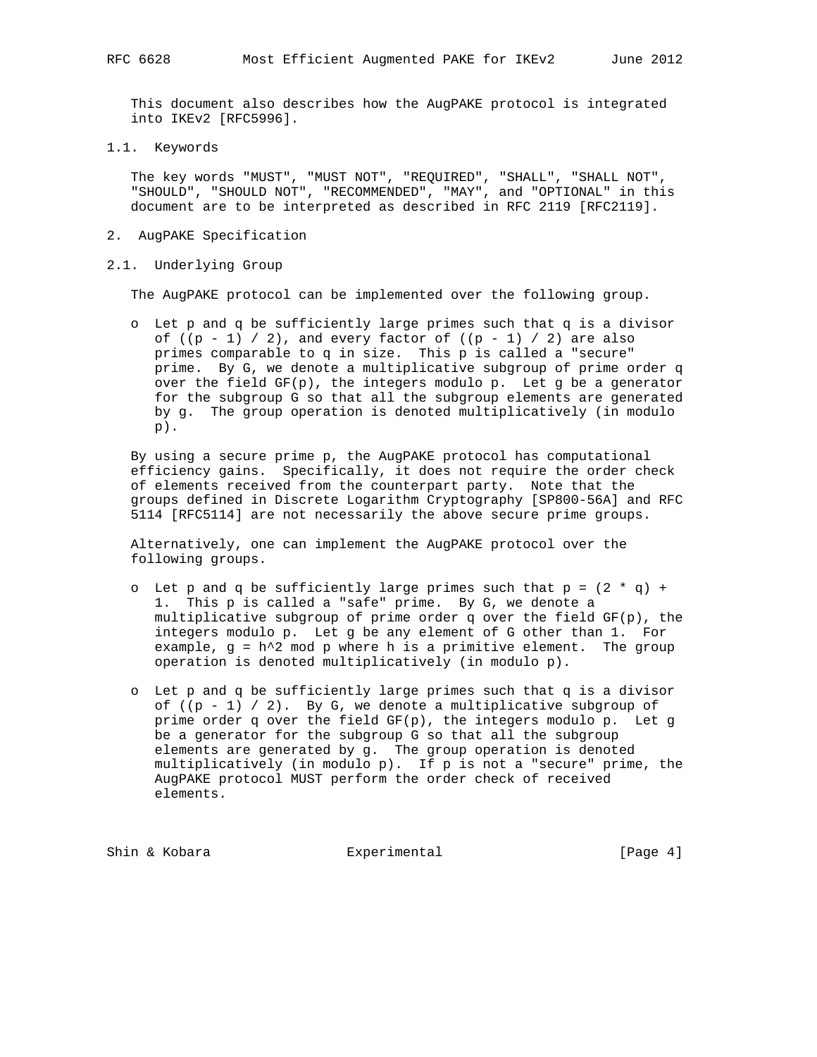This document also describes how the AugPAKE protocol is integrated into IKEv2 [RFC5996].

### 1.1. Keywords

The key words "MUST", "MUST NOT", "REQUIRED", "SHALL", "SHALL NOT", "SHOULD", "SHOULD NOT", "RECOMMENDED", "MAY", and "OPTIONAL" in this document are to be interpreted as described in RFC 2119 [RFC2119].

## 2. AugPAKE Specification

### 2.1. Underlying Group

The AugPAKE protocol can be implemented over the following group.

- Let p and q be sufficiently large primes such that q is a divisor of $((p - 1) / 2)$, and every factor of $((p - 1) / 2)$ are also primes comparable to q in size. This p is called a "secure" prime. By G, we denote a multiplicative subgroup of prime order q over the field GF(p), the integers modulo p. Let g be a generator for the subgroup G so that all the subgroup elements are generated by g. The group operation is denoted multiplicatively (in modulo p).

By using a secure prime p, the AugPAKE protocol has computational efficiency gains. Specifically, it does not require the order check of elements received from the counterpart party. Note that the groups defined in Discrete Logarithm Cryptography [SP800-56A] and RFC 5114 [RFC5114] are not necessarily the above secure prime groups.

Alternatively, one can implement the AugPAKE protocol over the following groups.

- Let p and q be sufficiently large primes such that $p = (2 * q) + 1$. This p is called a "safe" prime. By G, we denote a multiplicative subgroup of prime order q over the field GF(p), the integers modulo p. Let g be any element of G other than 1. For example, $g = h^2 \bmod p$ where h is a primitive element. The group operation is denoted multiplicatively (in modulo p).

- Let p and q be sufficiently large primes such that q is a divisor of $((p - 1) / 2)$. By G, we denote a multiplicative subgroup of prime order q over the field GF(p), the integers modulo p. Let g be a generator for the subgroup G so that all the subgroup elements are generated by g. The group operation is denoted multiplicatively (in modulo p). If p is not a "secure" prime, the AugPAKE protocol MUST perform the order check of received elements.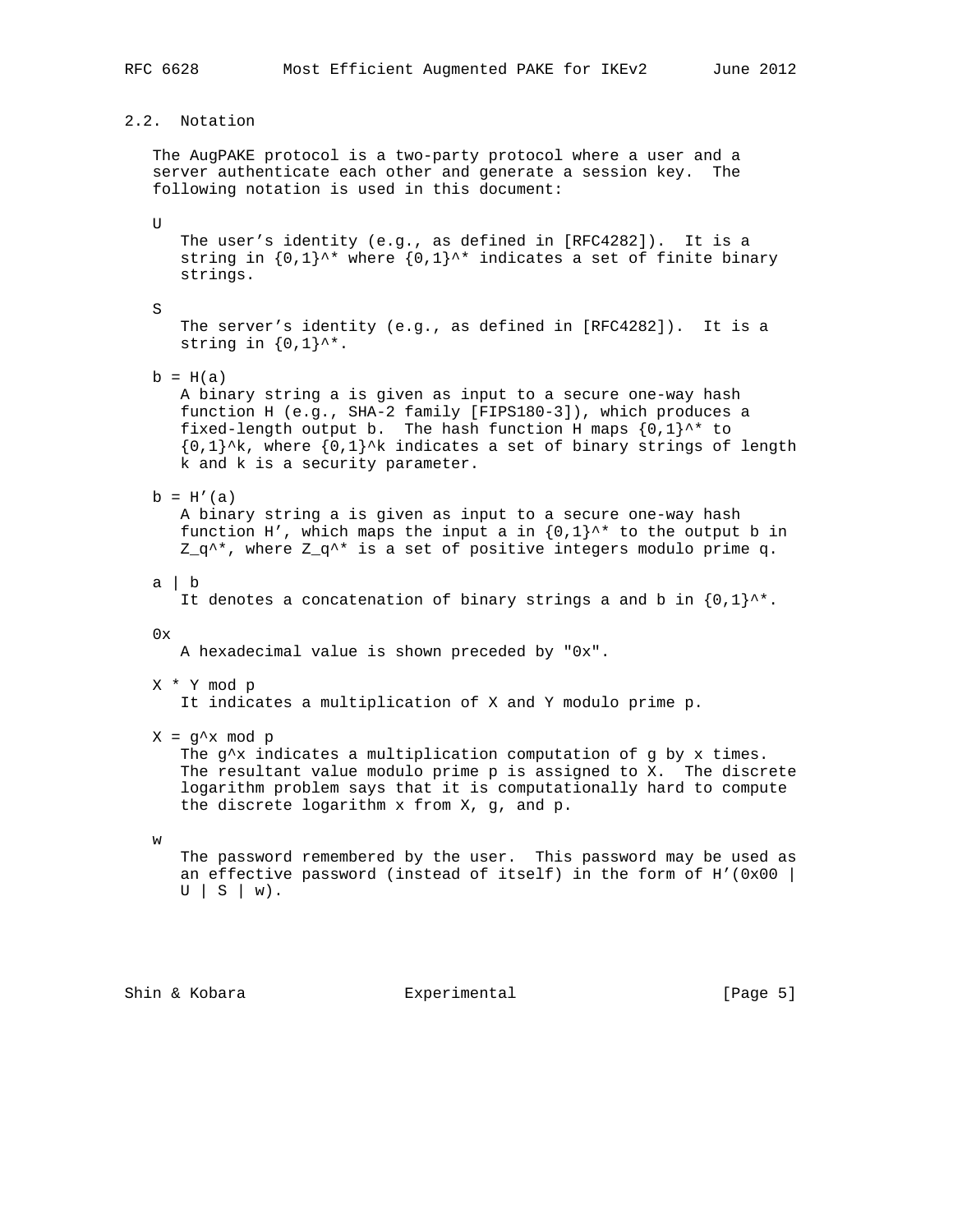### 2.2. Notation

The AugPAKE protocol is a two-party protocol where a user and a server authenticate each other and generate a session key. The following notation is used in this document:

U

The user's identity (e.g., as defined in [RFC4282]). It is a string in $\{0,1\}^*$ where $\{0,1\}^*$ indicates a set of finite binary strings.

S

The server's identity (e.g., as defined in [RFC4282]). It is a string in $\{0,1\}^*$.

$b = H(a)$

A binary string a is given as input to a secure one-way hash function H (e.g., SHA-2 family [FIPS180-3]), which produces a fixed-length output b. The hash function H maps $\{0,1\}^*$ to $\{0,1\}^k$, where $\{0,1\}^k$ indicates a set of binary strings of length k and k is a security parameter.

$b = H'(a)$

A binary string a is given as input to a secure one-way hash function H', which maps the input a in $\{0,1\}^*$ to the output b in $Z_q^*$, where $Z_q^*$ is a set of positive integers modulo prime q.

a | b

It denotes a concatenation of binary strings a and b in $\{0,1\}^*$.

0x

A hexadecimal value is shown preceded by "0x".

$X * Y \bmod p$

It indicates a multiplication of X and Y modulo prime p.

$X = g^x \bmod p$

The $g^x$ indicates a multiplication computation of g by x times. The resultant value modulo prime p is assigned to X. The discrete logarithm problem says that it is computationally hard to compute the discrete logarithm x from X, g, and p.

w

The password remembered by the user. This password may be used as an effective password (instead of itself) in the form of H'(0x00 | U | S | w).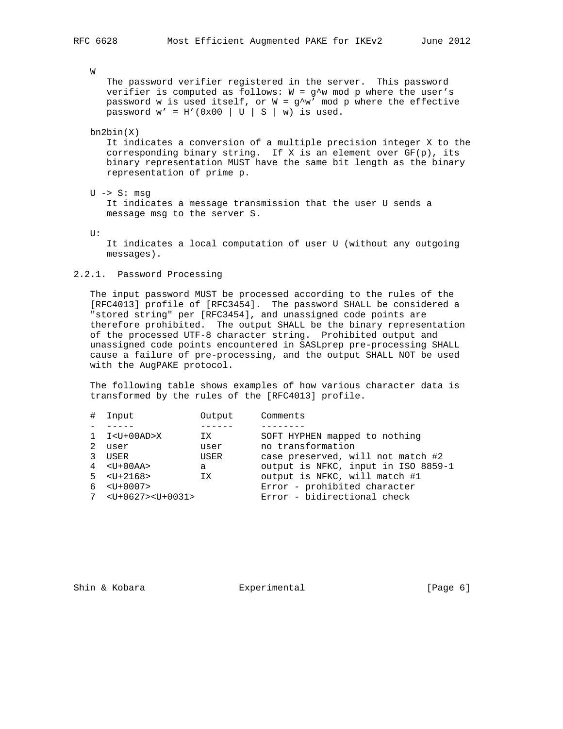W

The password verifier registered in the server. This password verifier is computed as follows: $W = g^w \mod p$ where the user's password w is used itself, or $W = g^{w'} \mod p$ where the effective password $w' = H'(0x00 | U | S | w)$ is used.

bn2bin(X)

It indicates a conversion of a multiple precision integer X to the corresponding binary string. If X is an element over GF(p), its binary representation MUST have the same bit length as the binary representation of prime p.

U -> S: msg

It indicates a message transmission that the user U sends a message msg to the server S.

U:

It indicates a local computation of user U (without any outgoing messages).

### 2.2.1. Password Processing

The input password MUST be processed according to the rules of the [RFC4013] profile of [RFC3454]. The password SHALL be considered a "stored string" per [RFC3454], and unassigned code points are therefore prohibited. The output SHALL be the binary representation of the processed UTF-8 character string. Prohibited output and unassigned code points encountered in SASLprep pre-processing SHALL cause a failure of pre-processing, and the output SHALL NOT be used with the AugPAKE protocol.

The following table shows examples of how various character data is transformed by the rules of the [RFC4013] profile.

| # | Input | Output | Comments |
|---|---|---|---|
| 1 | I<U+00AD>X | IX | SOFT HYPHEN mapped to nothing |
| 2 | user | user | no transformation |
| 3 | USER | USER | case preserved, will not match #2 |
| 4 | <U+00AA> | a | output is NFKC, input in ISO 8859-1 |
| 5 | <U+2168> | IX | output is NFKC, will match #1 |
| 6 | <U+0007> | | Error - prohibited character |
| 7 | <U+0627><U+0031> | | Error - bidirectional check |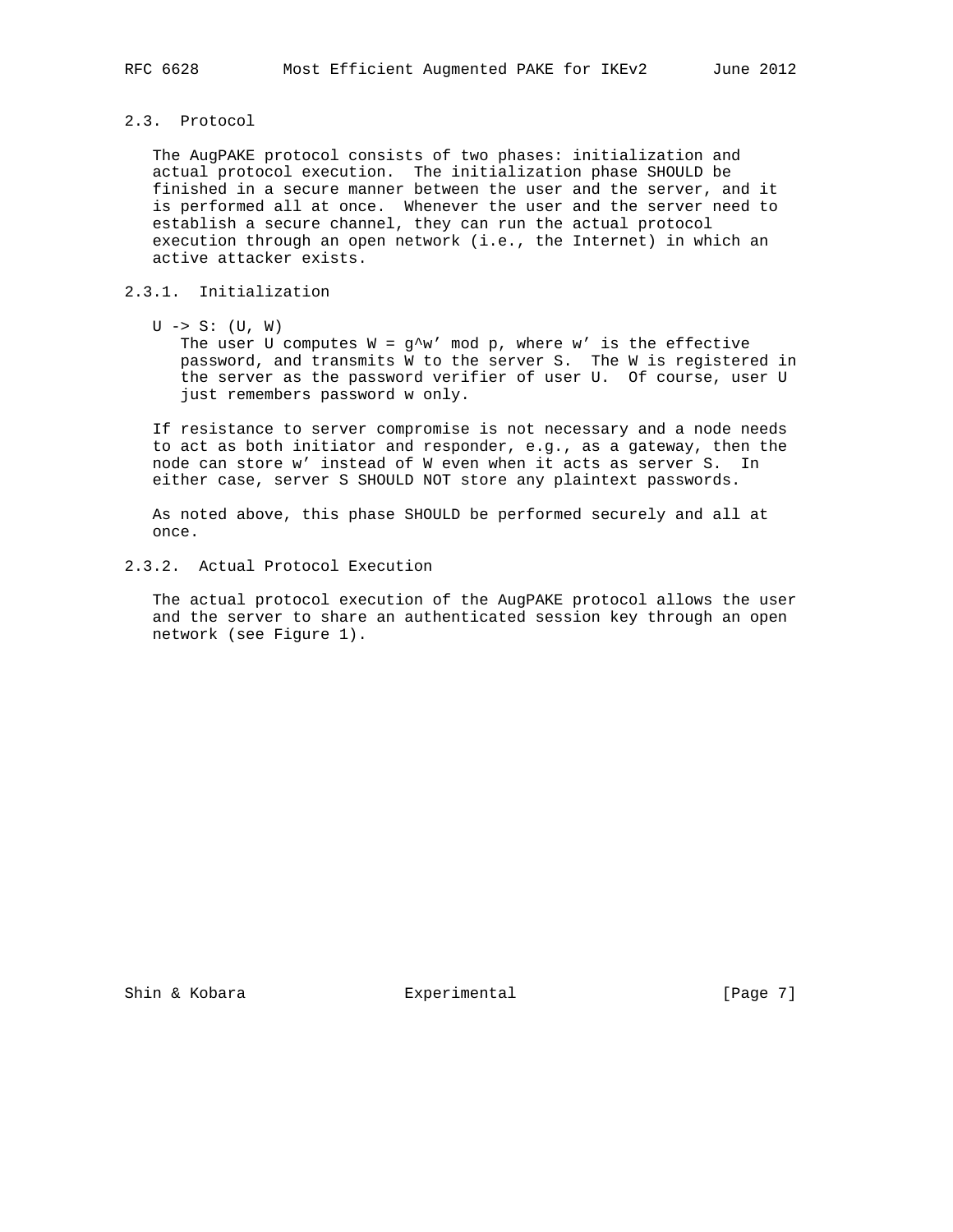## 2.3. Protocol

The AugPAKE protocol consists of two phases: initialization and actual protocol execution. The initialization phase SHOULD be finished in a secure manner between the user and the server, and it is performed all at once. Whenever the user and the server need to establish a secure channel, they can run the actual protocol execution through an open network (i.e., the Internet) in which an active attacker exists.

### 2.3.1. Initialization

U -> S: (U, W)

The user U computes $W = g^{w'} \bmod p$, where w' is the effective password, and transmits W to the server S. The W is registered in the server as the password verifier of user U. Of course, user U just remembers password w only.

If resistance to server compromise is not necessary and a node needs to act as both initiator and responder, e.g., as a gateway, then the node can store w' instead of W even when it acts as server S. In either case, server S SHOULD NOT store any plaintext passwords.

As noted above, this phase SHOULD be performed securely and all at once.

### 2.3.2. Actual Protocol Execution

The actual protocol execution of the AugPAKE protocol allows the user and the server to share an authenticated session key through an open network (see Figure 1).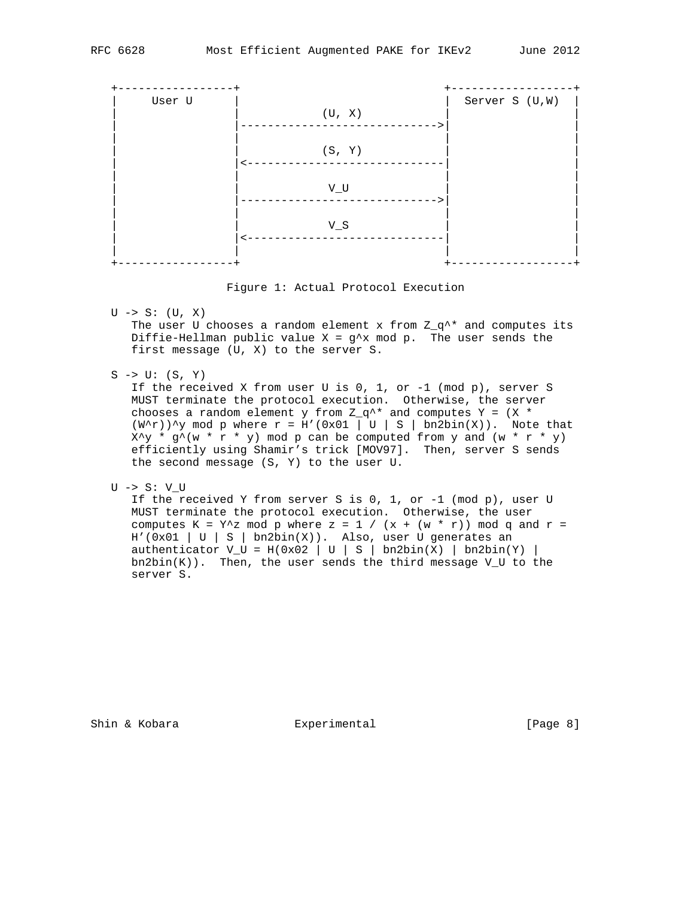```
+-----------------+                              +------------------+
|     User U      |                              |  Server S (U,W)  |
|                 |            (U, X)            |                  |
|                 |----------------------------->|                  |
|                 |                              |                  |
|                 |            (S, Y)            |                  |
|                 |<-----------------------------|                  |
|                 |                              |                  |
|                 |             V_U              |                  |
|                 |----------------------------->|                  |
|                 |                              |                  |
|                 |             V_S              |                  |
|                 |<-----------------------------|                  |
|                 |                              |                  |
+-----------------+                              +------------------+
```

Figure 1: Actual Protocol Execution

U -> S: (U, X)

The user U chooses a random element x from $Z_q^*$ and computes its Diffie-Hellman public value $X = g^x \bmod p$. The user sends the first message (U, X) to the server S.

S -> U: (S, Y)

If the received X from user U is 0, 1, or -1 (mod p), server S MUST terminate the protocol execution. Otherwise, the server chooses a random element y from $Z_q^*$ and computes $Y = (X * (W^r))^y \bmod p$ where $r = H'(0x01 | U | S | bn2bin(X))$. Note that $X^y * g^{(w * r * y)} \bmod p$ can be computed from y and $(w * r * y)$ efficiently using Shamir's trick [MOV97]. Then, server S sends the second message (S, Y) to the user U.

U -> S: V_U

If the received Y from server S is 0, 1, or -1 (mod p), user U MUST terminate the protocol execution. Otherwise, the user computes $K = Y^z \bmod p$ where $z = 1 / (x + (w * r)) \bmod q$ and $r = H'(0x01 | U | S | bn2bin(X))$. Also, user U generates an authenticator $V_U = H(0x02 | U | S | bn2bin(X) | bn2bin(Y) | bn2bin(K))$. Then, the user sends the third message V_U to the server S.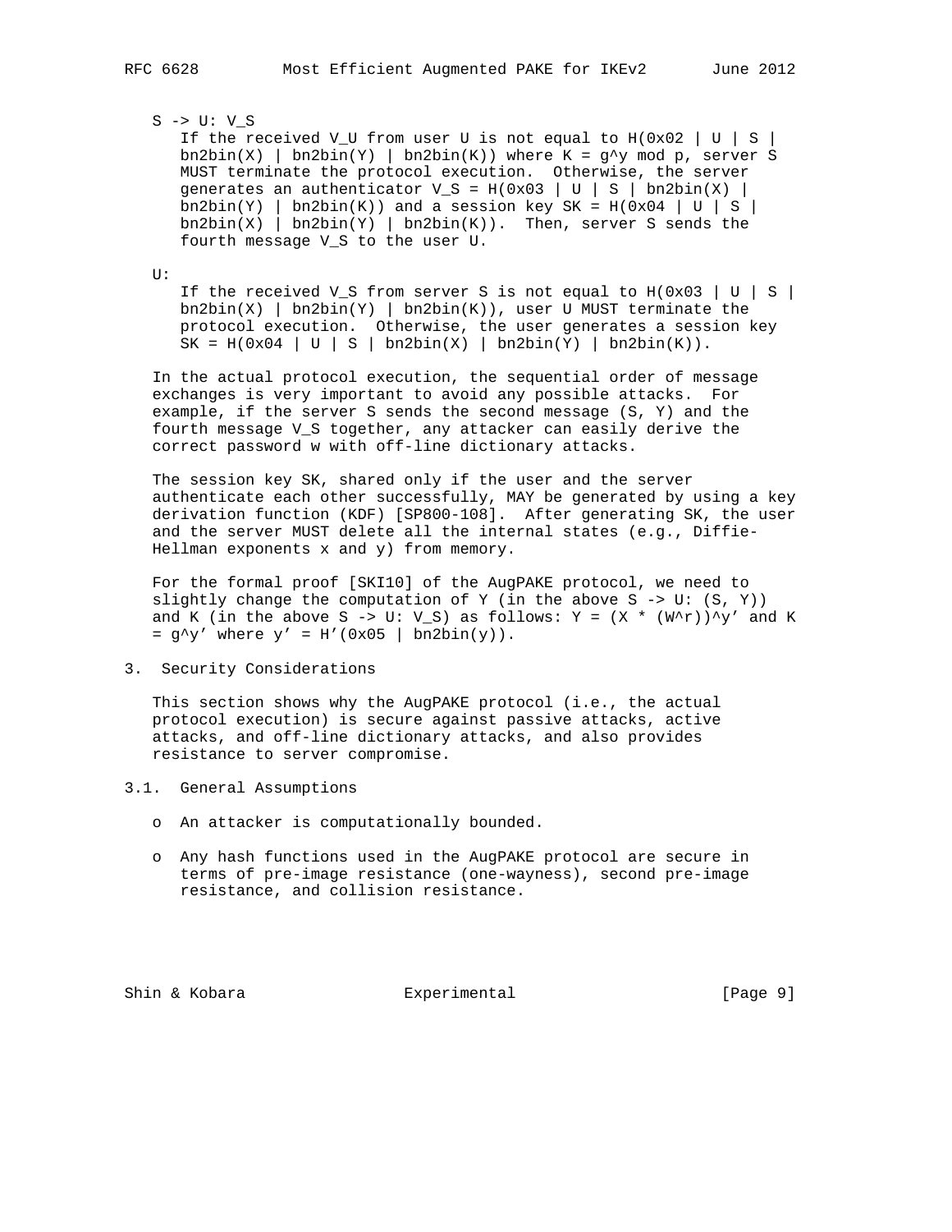S -> U: $V_S$

If the received $V_U$ from user U is not equal to $H(0x02 \mid U \mid S \mid bn2bin(X) \mid bn2bin(Y) \mid bn2bin(K))$ where $K = g^y \bmod p$, server S MUST terminate the protocol execution. Otherwise, the server generates an authenticator $V_S = H(0x03 \mid U \mid S \mid bn2bin(X) \mid bn2bin(Y) \mid bn2bin(K))$ and a session key $SK = H(0x04 \mid U \mid S \mid bn2bin(X) \mid bn2bin(Y) \mid bn2bin(K))$. Then, server S sends the fourth message $V_S$ to the user U.

U:

If the received $V_S$ from server S is not equal to $H(0x03 \mid U \mid S \mid bn2bin(X) \mid bn2bin(Y) \mid bn2bin(K))$, user U MUST terminate the protocol execution. Otherwise, the user generates a session key $SK = H(0x04 \mid U \mid S \mid bn2bin(X) \mid bn2bin(Y) \mid bn2bin(K))$.

In the actual protocol execution, the sequential order of message exchanges is very important to avoid any possible attacks. For example, if the server S sends the second message (S, Y) and the fourth message $V_S$ together, any attacker can easily derive the correct password w with off-line dictionary attacks.

The session key SK, shared only if the user and the server authenticate each other successfully, MAY be generated by using a key derivation function (KDF) [SP800-108]. After generating SK, the user and the server MUST delete all the internal states (e.g., Diffie-Hellman exponents x and y) from memory.

For the formal proof [SKI10] of the AugPAKE protocol, we need to slightly change the computation of Y (in the above S -> U: (S, Y)) and K (in the above S -> U: $V_S$) as follows: $Y = (X * (W^r))^{y'}$ and $K = g^{y'}$ where $y' = H'(0x05 \mid bn2bin(y))$.

## 3. Security Considerations

This section shows why the AugPAKE protocol (i.e., the actual protocol execution) is secure against passive attacks, active attacks, and off-line dictionary attacks, and also provides resistance to server compromise.

### 3.1. General Assumptions

- An attacker is computationally bounded.
- Any hash functions used in the AugPAKE protocol are secure in terms of pre-image resistance (one-wayness), second pre-image resistance, and collision resistance.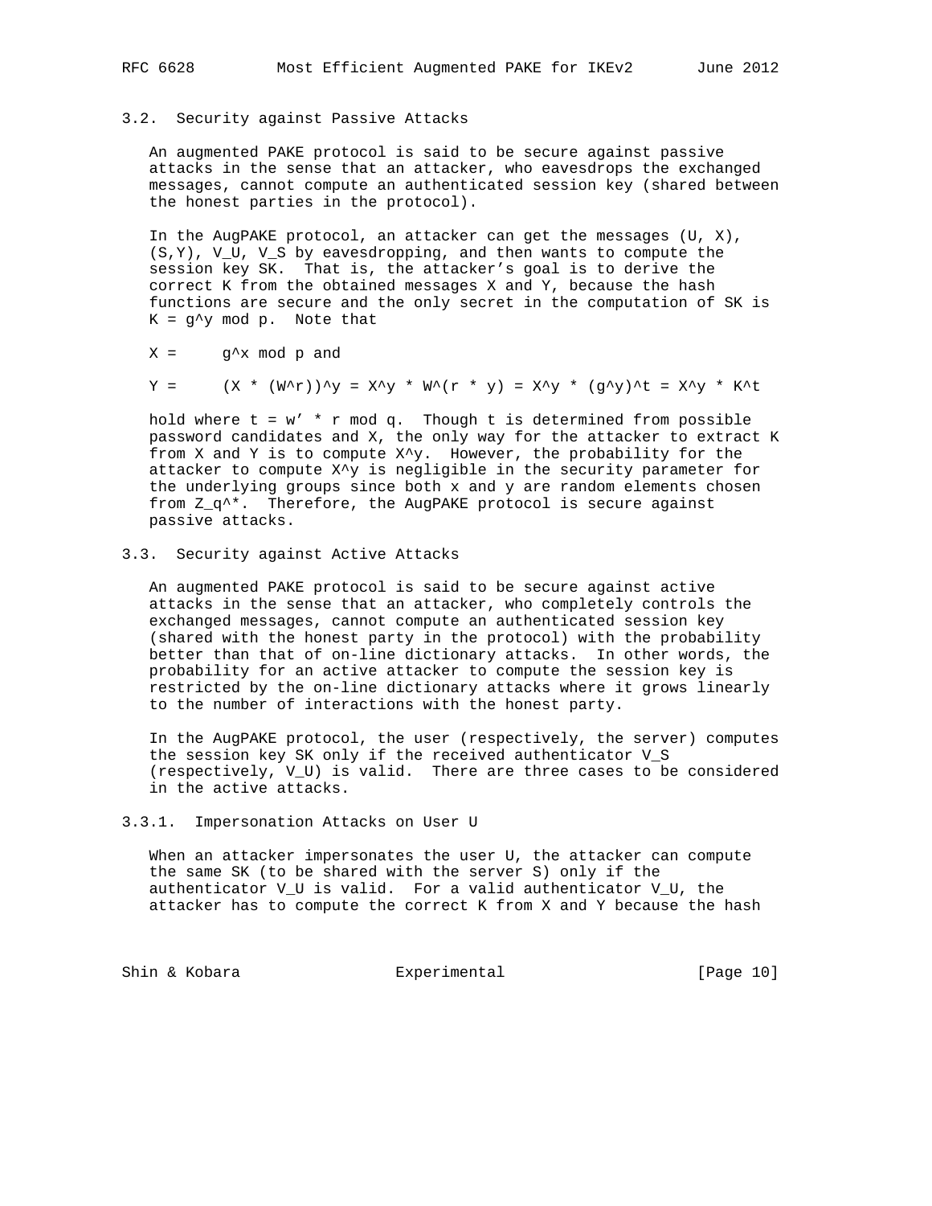### 3.2. Security against Passive Attacks

An augmented PAKE protocol is said to be secure against passive attacks in the sense that an attacker, who eavesdrops the exchanged messages, cannot compute an authenticated session key (shared between the honest parties in the protocol).

In the AugPAKE protocol, an attacker can get the messages (U, X), (S,Y), $V_U$, $V_S$ by eavesdropping, and then wants to compute the session key SK. That is, the attacker's goal is to derive the correct K from the obtained messages X and Y, because the hash functions are secure and the only secret in the computation of SK is $K = g^y \bmod p$. Note that

$$X = g^x \bmod p \text{ and}$$

$$Y = (X * (W^r))^y = X^y * W^{(r * y)} = X^y * (g^y)^t = X^y * K^t$$

hold where $t = w' * r \bmod q$. Though t is determined from possible password candidates and X, the only way for the attacker to extract K from X and Y is to compute $X^y$. However, the probability for the attacker to compute $X^y$ is negligible in the security parameter for the underlying groups since both x and y are random elements chosen from $Z_q^*$. Therefore, the AugPAKE protocol is secure against passive attacks.

### 3.3. Security against Active Attacks

An augmented PAKE protocol is said to be secure against active attacks in the sense that an attacker, who completely controls the exchanged messages, cannot compute an authenticated session key (shared with the honest party in the protocol) with the probability better than that of on-line dictionary attacks. In other words, the probability for an active attacker to compute the session key is restricted by the on-line dictionary attacks where it grows linearly to the number of interactions with the honest party.

In the AugPAKE protocol, the user (respectively, the server) computes the session key SK only if the received authenticator $V_S$ (respectively, $V_U$) is valid. There are three cases to be considered in the active attacks.

#### 3.3.1. Impersonation Attacks on User U

When an attacker impersonates the user U, the attacker can compute the same SK (to be shared with the server S) only if the authenticator $V_U$ is valid. For a valid authenticator $V_U$, the attacker has to compute the correct K from X and Y because the hash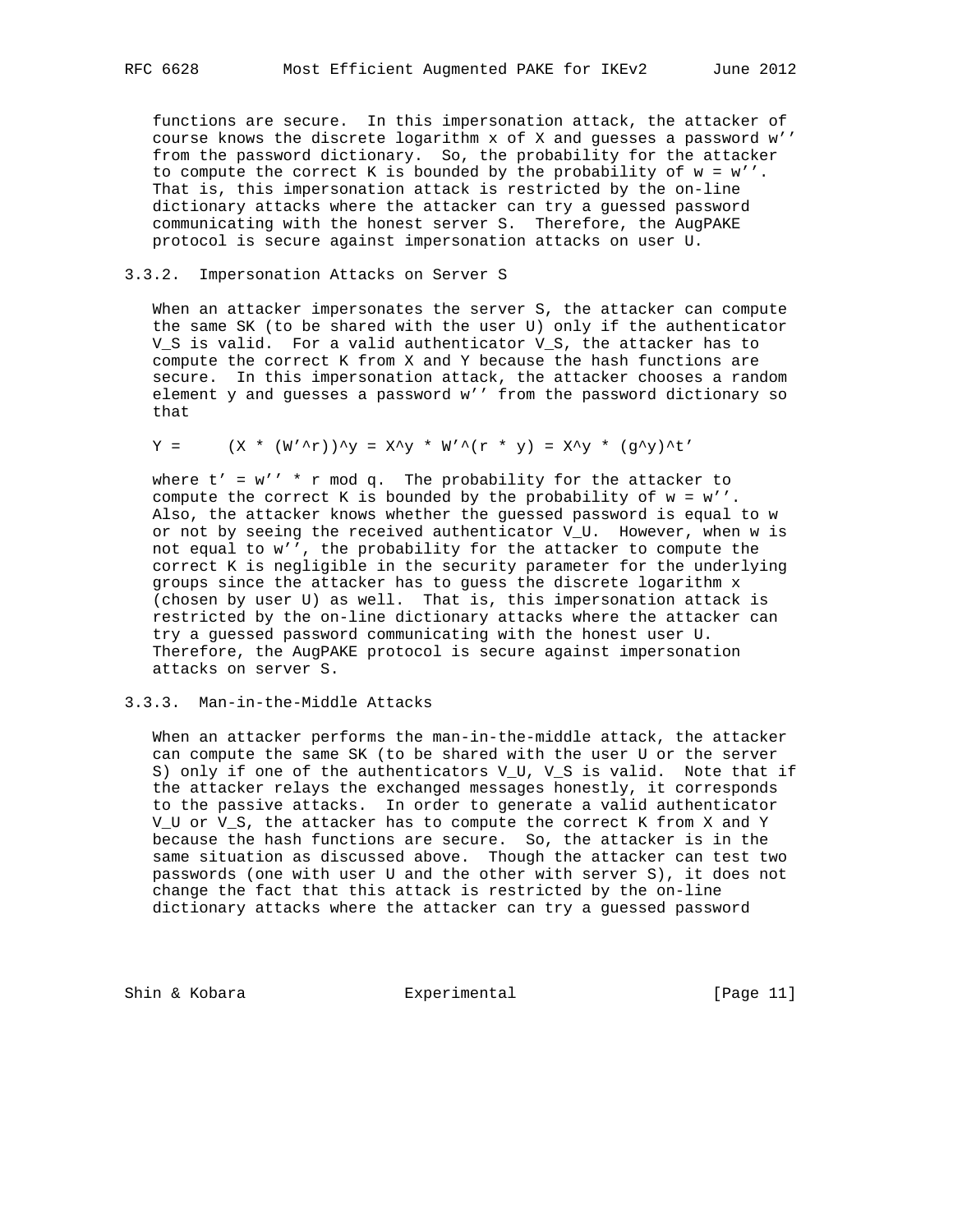functions are secure. In this impersonation attack, the attacker of course knows the discrete logarithm $x$ of $X$ and guesses a password $w''$ from the password dictionary. So, the probability for the attacker to compute the correct $K$ is bounded by the probability of $w = w''$. That is, this impersonation attack is restricted by the on-line dictionary attacks where the attacker can try a guessed password communicating with the honest server S. Therefore, the AugPAKE protocol is secure against impersonation attacks on user U.

### 3.3.2. Impersonation Attacks on Server S

When an attacker impersonates the server S, the attacker can compute the same SK (to be shared with the user U) only if the authenticator $V_S$ is valid. For a valid authenticator $V_S$, the attacker has to compute the correct $K$ from $X$ and $Y$ because the hash functions are secure. In this impersonation attack, the attacker chooses a random element $y$ and guesses a password $w''$ from the password dictionary so that

$$Y = (X * (W'^r))^y = X^y * W'^{(r * y)} = X^y * (g^y)^{t'}$$

where $t' = w'' * r \bmod q$. The probability for the attacker to compute the correct $K$ is bounded by the probability of $w = w''$. Also, the attacker knows whether the guessed password is equal to $w$ or not by seeing the received authenticator $V_U$. However, when $w$ is not equal to $w''$, the probability for the attacker to compute the correct $K$ is negligible in the security parameter for the underlying groups since the attacker has to guess the discrete logarithm $x$ (chosen by user U) as well. That is, this impersonation attack is restricted by the on-line dictionary attacks where the attacker can try a guessed password communicating with the honest user U. Therefore, the AugPAKE protocol is secure against impersonation attacks on server S.

### 3.3.3. Man-in-the-Middle Attacks

When an attacker performs the man-in-the-middle attack, the attacker can compute the same SK (to be shared with the user U or the server S) only if one of the authenticators $V_U$, $V_S$ is valid. Note that if the attacker relays the exchanged messages honestly, it corresponds to the passive attacks. In order to generate a valid authenticator $V_U$ or $V_S$, the attacker has to compute the correct $K$ from $X$ and $Y$ because the hash functions are secure. So, the attacker is in the same situation as discussed above. Though the attacker can test two passwords (one with user U and the other with server S), it does not change the fact that this attack is restricted by the on-line dictionary attacks where the attacker can try a guessed password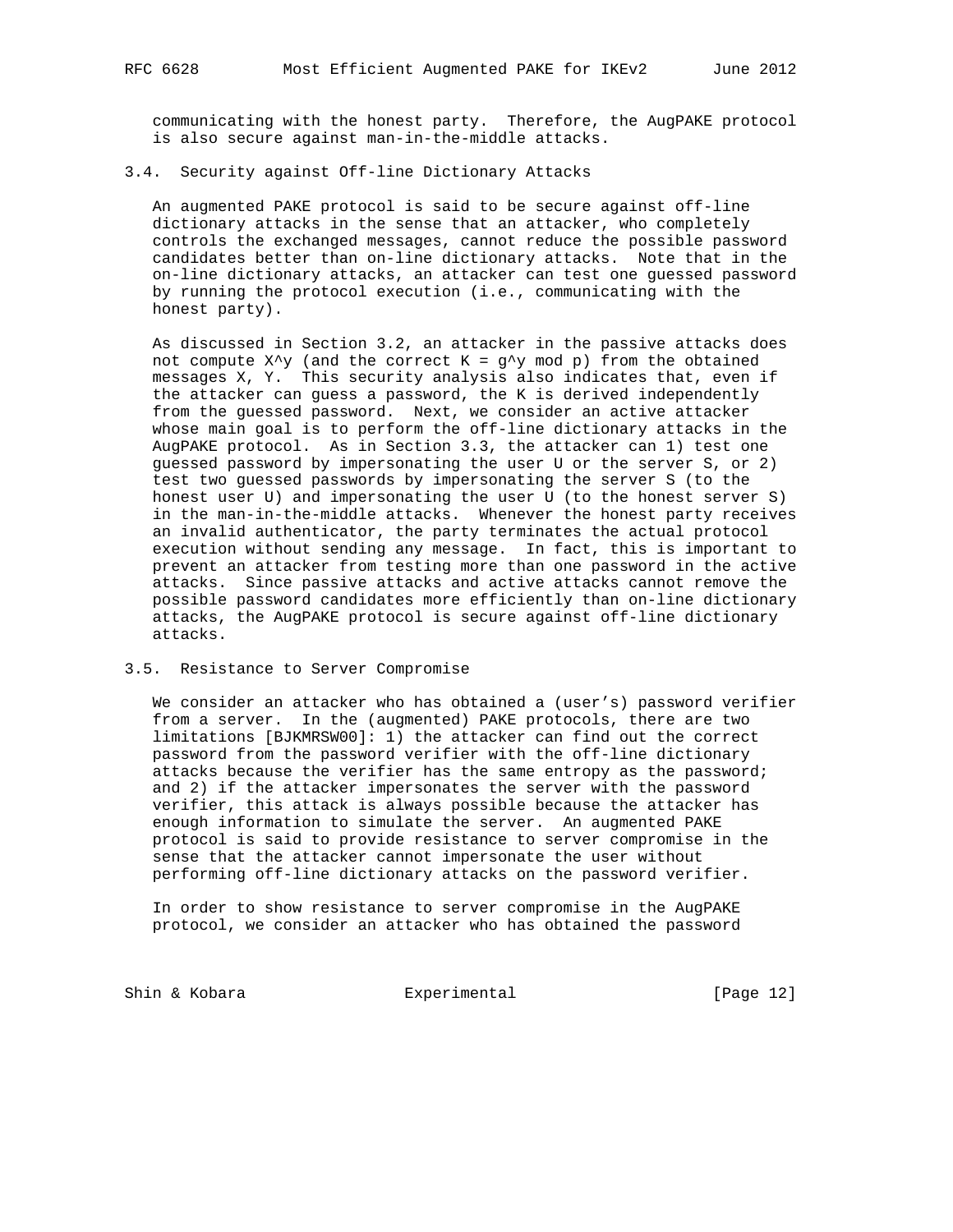communicating with the honest party. Therefore, the AugPAKE protocol is also secure against man-in-the-middle attacks.

### 3.4. Security against Off-line Dictionary Attacks

An augmented PAKE protocol is said to be secure against off-line dictionary attacks in the sense that an attacker, who completely controls the exchanged messages, cannot reduce the possible password candidates better than on-line dictionary attacks. Note that in the on-line dictionary attacks, an attacker can test one guessed password by running the protocol execution (i.e., communicating with the honest party).

As discussed in Section 3.2, an attacker in the passive attacks does not compute $X^y$ (and the correct $K = g^y \bmod p$) from the obtained messages X, Y. This security analysis also indicates that, even if the attacker can guess a password, the K is derived independently from the guessed password. Next, we consider an active attacker whose main goal is to perform the off-line dictionary attacks in the AugPAKE protocol. As in Section 3.3, the attacker can 1) test one guessed password by impersonating the user U or the server S, or 2) test two guessed passwords by impersonating the server S (to the honest user U) and impersonating the user U (to the honest server S) in the man-in-the-middle attacks. Whenever the honest party receives an invalid authenticator, the party terminates the actual protocol execution without sending any message. In fact, this is important to prevent an attacker from testing more than one password in the active attacks. Since passive attacks and active attacks cannot remove the possible password candidates more efficiently than on-line dictionary attacks, the AugPAKE protocol is secure against off-line dictionary attacks.

### 3.5. Resistance to Server Compromise

We consider an attacker who has obtained a (user's) password verifier from a server. In the (augmented) PAKE protocols, there are two limitations [BJKMRSW00]: 1) the attacker can find out the correct password from the password verifier with the off-line dictionary attacks because the verifier has the same entropy as the password; and 2) if the attacker impersonates the server with the password verifier, this attack is always possible because the attacker has enough information to simulate the server. An augmented PAKE protocol is said to provide resistance to server compromise in the sense that the attacker cannot impersonate the user without performing off-line dictionary attacks on the password verifier.

In order to show resistance to server compromise in the AugPAKE protocol, we consider an attacker who has obtained the password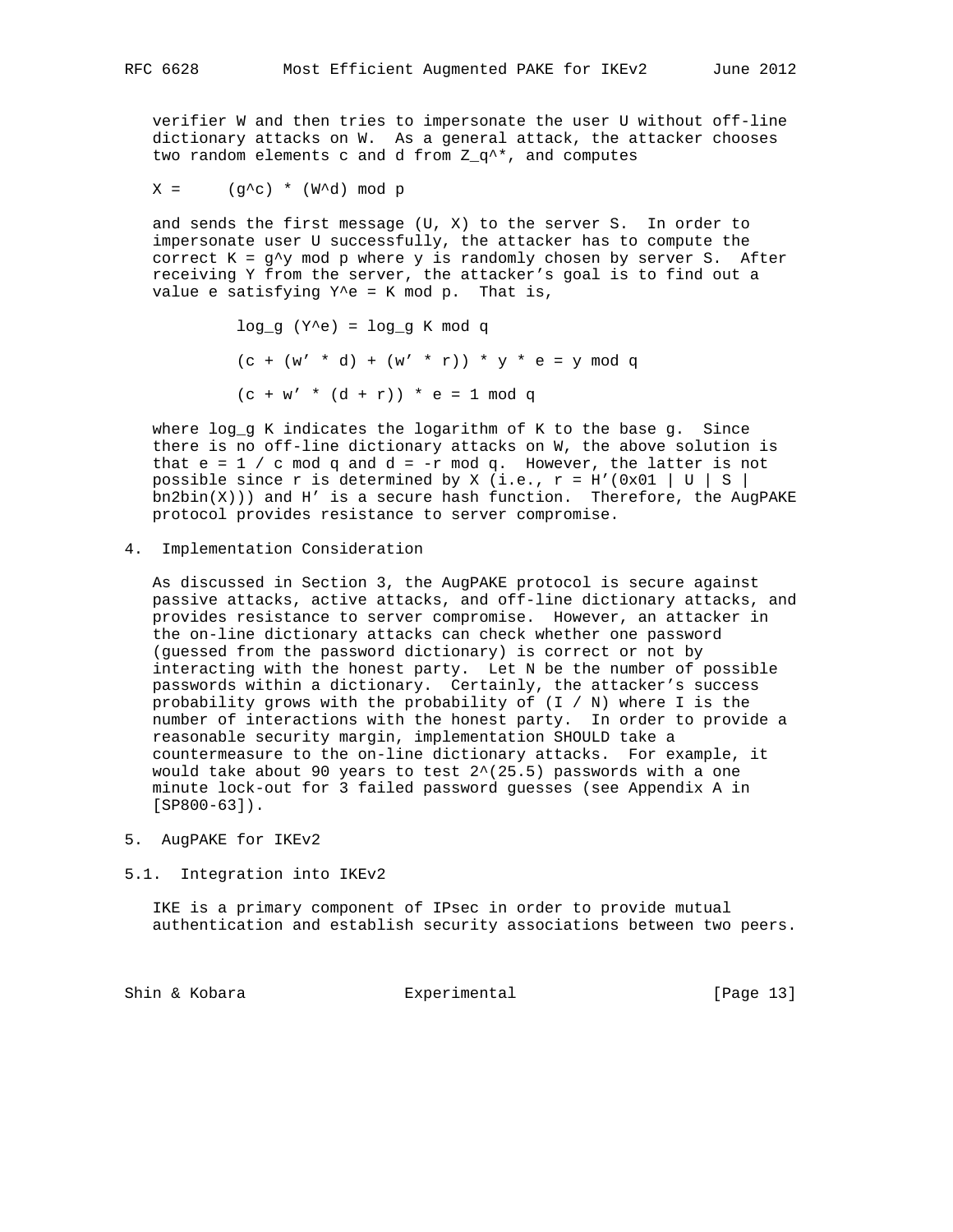verifier W and then tries to impersonate the user U without off-line dictionary attacks on W. As a general attack, the attacker chooses two random elements c and d from $Z_q^*$, and computes

$$X = (g^c) * (W^d) \bmod p$$

and sends the first message (U, X) to the server S. In order to impersonate user U successfully, the attacker has to compute the correct $K = g^y \bmod p$ where y is randomly chosen by server S. After receiving Y from the server, the attacker's goal is to find out a value e satisfying $Y^e = K \bmod p$. That is,

$$\log_g (Y^e) = \log_g K \bmod q$$

$$(c + (w' * d) + (w' * r)) * y * e = y \bmod q$$

$$(c + w' * (d + r)) * e = 1 \bmod q$$

where $\log_g K$ indicates the logarithm of K to the base g. Since there is no off-line dictionary attacks on W, the above solution is that $e = 1 / c \bmod q$ and $d = -r \bmod q$. However, the latter is not possible since r is determined by X (i.e., r = H'(0x01 | U | S | bn2bin(X))) and H' is a secure hash function. Therefore, the AugPAKE protocol provides resistance to server compromise.

## 4. Implementation Consideration

As discussed in Section 3, the AugPAKE protocol is secure against passive attacks, active attacks, and off-line dictionary attacks, and provides resistance to server compromise. However, an attacker in the on-line dictionary attacks can check whether one password (guessed from the password dictionary) is correct or not by interacting with the honest party. Let N be the number of possible passwords within a dictionary. Certainly, the attacker's success probability grows with the probability of (I / N) where I is the number of interactions with the honest party. In order to provide a reasonable security margin, implementation SHOULD take a countermeasure to the on-line dictionary attacks. For example, it would take about 90 years to test $2^{(25.5)}$ passwords with a one minute lock-out for 3 failed password guesses (see Appendix A in [SP800-63]).

## 5. AugPAKE for IKEv2

### 5.1. Integration into IKEv2

IKE is a primary component of IPsec in order to provide mutual authentication and establish security associations between two peers.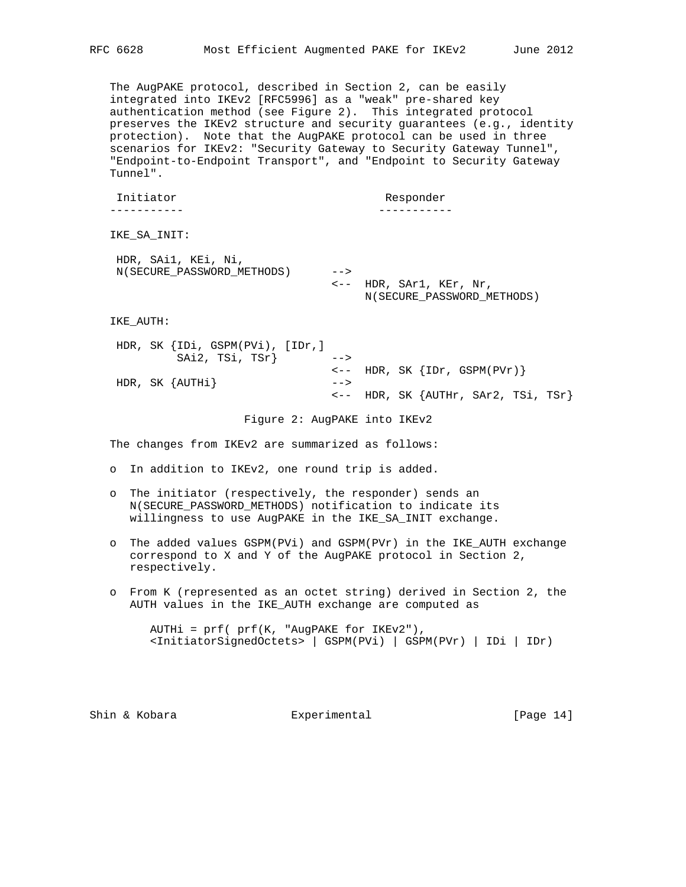The AugPAKE protocol, described in Section 2, can be easily integrated into IKEv2 [RFC5996] as a "weak" pre-shared key authentication method (see Figure 2). This integrated protocol preserves the IKEv2 structure and security guarantees (e.g., identity protection). Note that the AugPAKE protocol can be used in three scenarios for IKEv2: "Security Gateway to Security Gateway Tunnel", "Endpoint-to-Endpoint Transport", and "Endpoint to Security Gateway Tunnel".

```
 Initiator                               Responder
-----------                             -----------

IKE_SA_INIT:

 HDR, SAi1, KEi, Ni,
 N(SECURE_PASSWORD_METHODS)      -->
                                 <--  HDR, SAr1, KEr, Nr,
                                      N(SECURE_PASSWORD_METHODS)

IKE_AUTH:

 HDR, SK {IDi, GSPM(PVi), [IDr,]
          SAi2, TSi, TSr}        -->
                                 <--  HDR, SK {IDr, GSPM(PVr)}
 HDR, SK {AUTHi}                 -->
                                 <--  HDR, SK {AUTHr, SAr2, TSi, TSr}
```

Figure 2: AugPAKE into IKEv2

The changes from IKEv2 are summarized as follows:

- In addition to IKEv2, one round trip is added.
- The initiator (respectively, the responder) sends an N(SECURE_PASSWORD_METHODS) notification to indicate its willingness to use AugPAKE in the IKE_SA_INIT exchange.
- The added values GSPM(PVi) and GSPM(PVr) in the IKE_AUTH exchange correspond to X and Y of the AugPAKE protocol in Section 2, respectively.
- From K (represented as an octet string) derived in Section 2, the AUTH values in the IKE_AUTH exchange are computed as

```
AUTHi = prf( prf(K, "AugPAKE for IKEv2"),
<InitiatorSignedOctets> | GSPM(PVi) | GSPM(PVr) | IDi | IDr)
```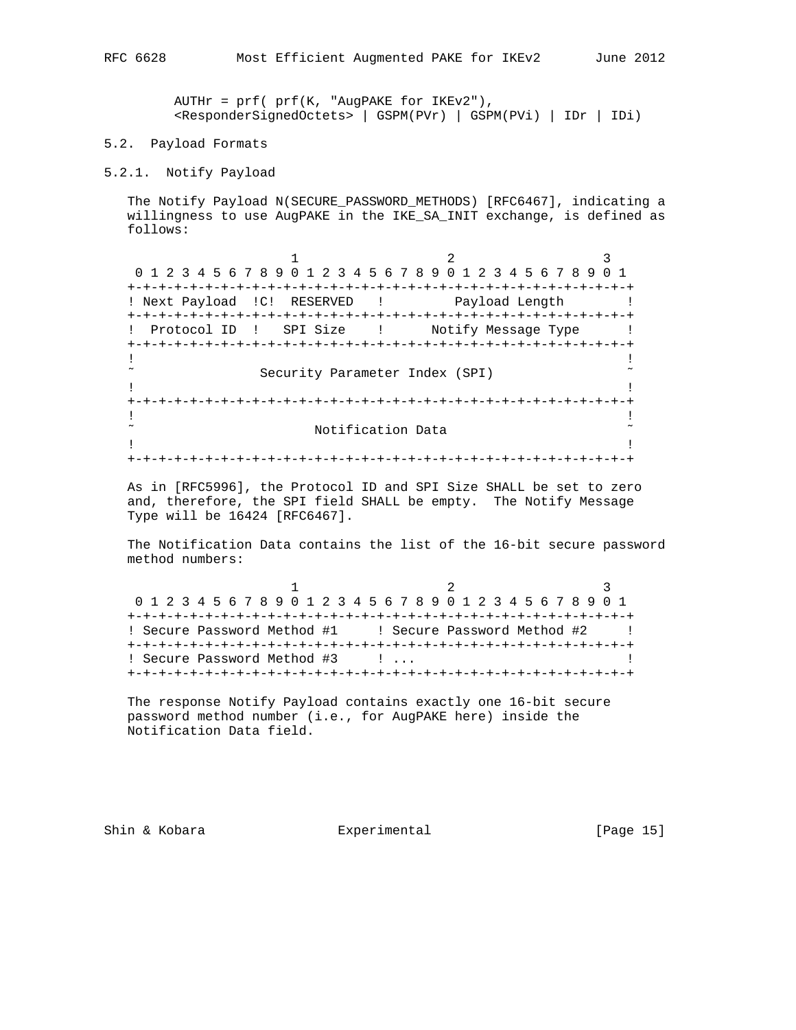```
AUTHr = prf( prf(K, "AugPAKE for IKEv2"),
<ResponderSignedOctets> | GSPM(PVr) | GSPM(PVi) | IDr | IDi)
```

### 5.2. Payload Formats

#### 5.2.1. Notify Payload

The Notify Payload N(SECURE_PASSWORD_METHODS) [RFC6467], indicating a willingness to use AugPAKE in the IKE_SA_INIT exchange, is defined as follows:

```
                     1                   2                   3
 0 1 2 3 4 5 6 7 8 9 0 1 2 3 4 5 6 7 8 9 0 1 2 3 4 5 6 7 8 9 0 1
+-+-+-+-+-+-+-+-+-+-+-+-+-+-+-+-+-+-+-+-+-+-+-+-+-+-+-+-+-+-+-+-+
! Next Payload  !C!  RESERVED   !         Payload Length        !
+-+-+-+-+-+-+-+-+-+-+-+-+-+-+-+-+-+-+-+-+-+-+-+-+-+-+-+-+-+-+-+-+
!  Protocol ID  !   SPI Size    !      Notify Message Type      !
+-+-+-+-+-+-+-+-+-+-+-+-+-+-+-+-+-+-+-+-+-+-+-+-+-+-+-+-+-+-+-+-+
!                                                               !
~                Security Parameter Index (SPI)                 ~
!                                                               !
+-+-+-+-+-+-+-+-+-+-+-+-+-+-+-+-+-+-+-+-+-+-+-+-+-+-+-+-+-+-+-+-+
!                                                               !
~                       Notification Data                       ~
!                                                               !
+-+-+-+-+-+-+-+-+-+-+-+-+-+-+-+-+-+-+-+-+-+-+-+-+-+-+-+-+-+-+-+-+
```

As in [RFC5996], the Protocol ID and SPI Size SHALL be set to zero and, therefore, the SPI field SHALL be empty. The Notify Message Type will be 16424 [RFC6467].

The Notification Data contains the list of the 16-bit secure password method numbers:

```
                     1                   2                   3
 0 1 2 3 4 5 6 7 8 9 0 1 2 3 4 5 6 7 8 9 0 1 2 3 4 5 6 7 8 9 0 1
+-+-+-+-+-+-+-+-+-+-+-+-+-+-+-+-+-+-+-+-+-+-+-+-+-+-+-+-+-+-+-+-+
! Secure Password Method #1     ! Secure Password Method #2     !
+-+-+-+-+-+-+-+-+-+-+-+-+-+-+-+-+-+-+-+-+-+-+-+-+-+-+-+-+-+-+-+-+
! Secure Password Method #3     ! ...                           !
+-+-+-+-+-+-+-+-+-+-+-+-+-+-+-+-+-+-+-+-+-+-+-+-+-+-+-+-+-+-+-+-+
```

The response Notify Payload contains exactly one 16-bit secure password method number (i.e., for AugPAKE here) inside the Notification Data field.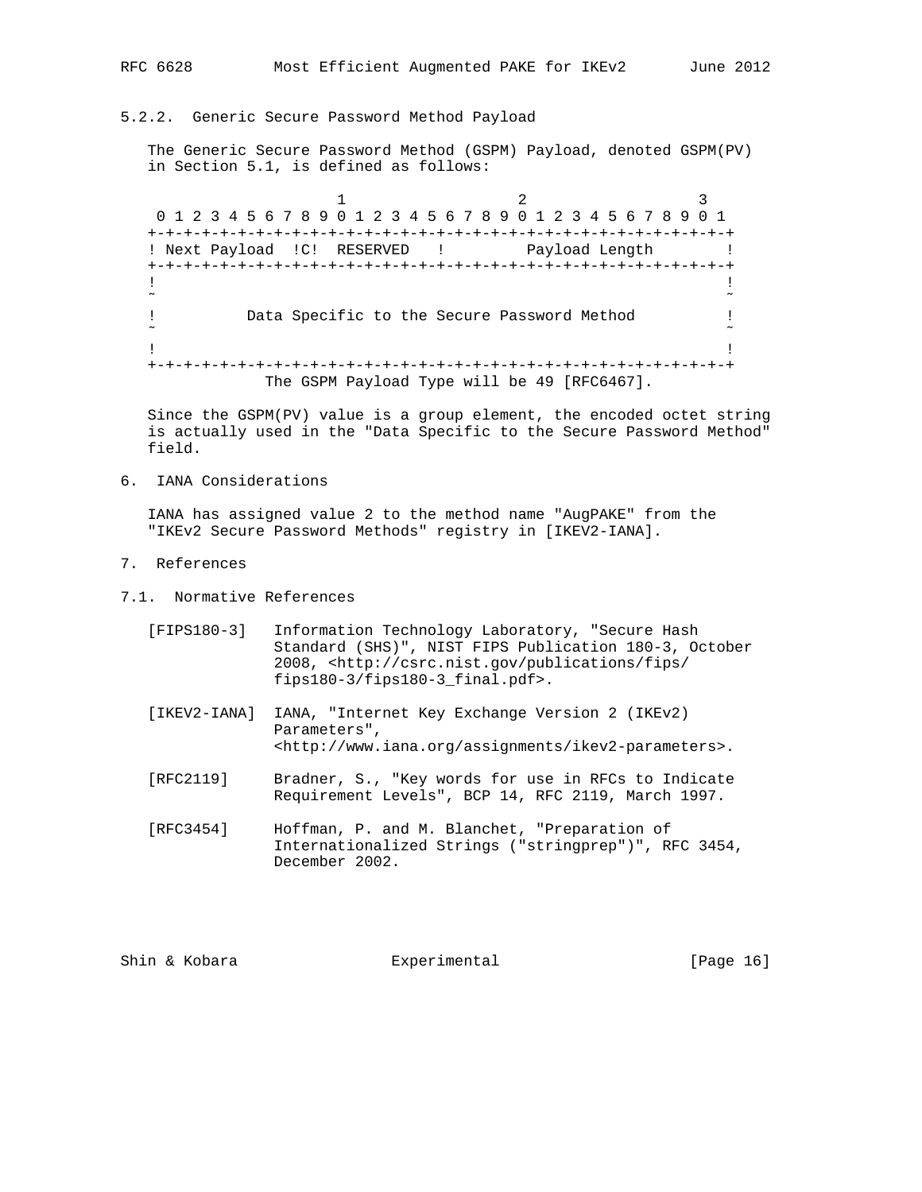### 5.2.2. Generic Secure Password Method Payload

The Generic Secure Password Method (GSPM) Payload, denoted GSPM(PV) in Section 5.1, is defined as follows:

```
                     1                   2                   3
 0 1 2 3 4 5 6 7 8 9 0 1 2 3 4 5 6 7 8 9 0 1 2 3 4 5 6 7 8 9 0 1
+-+-+-+-+-+-+-+-+-+-+-+-+-+-+-+-+-+-+-+-+-+-+-+-+-+-+-+-+-+-+-+-+
! Next Payload  !C!  RESERVED   !         Payload Length        !
+-+-+-+-+-+-+-+-+-+-+-+-+-+-+-+-+-+-+-+-+-+-+-+-+-+-+-+-+-+-+-+-+
!                                                               !
~                                                               ~
!          Data Specific to the Secure Password Method          !
~                                                               ~
!                                                               !
+-+-+-+-+-+-+-+-+-+-+-+-+-+-+-+-+-+-+-+-+-+-+-+-+-+-+-+-+-+-+-+-+
             The GSPM Payload Type will be 49 [RFC6467].
```

Since the GSPM(PV) value is a group element, the encoded octet string is actually used in the "Data Specific to the Secure Password Method" field.

## 6. IANA Considerations

IANA has assigned value 2 to the method name "AugPAKE" from the "IKEv2 Secure Password Methods" registry in [IKEV2-IANA].

## 7. References

### 7.1. Normative References

[FIPS180-3] Information Technology Laboratory, "Secure Hash Standard (SHS)", NIST FIPS Publication 180-3, October 2008, <http://csrc.nist.gov/publications/fips/fips180-3/fips180-3_final.pdf>.

[IKEV2-IANA] IANA, "Internet Key Exchange Version 2 (IKEv2) Parameters", <http://www.iana.org/assignments/ikev2-parameters>.

[RFC2119] Bradner, S., "Key words for use in RFCs to Indicate Requirement Levels", BCP 14, RFC 2119, March 1997.

[RFC3454] Hoffman, P. and M. Blanchet, "Preparation of Internationalized Strings ("stringprep")", RFC 3454, December 2002.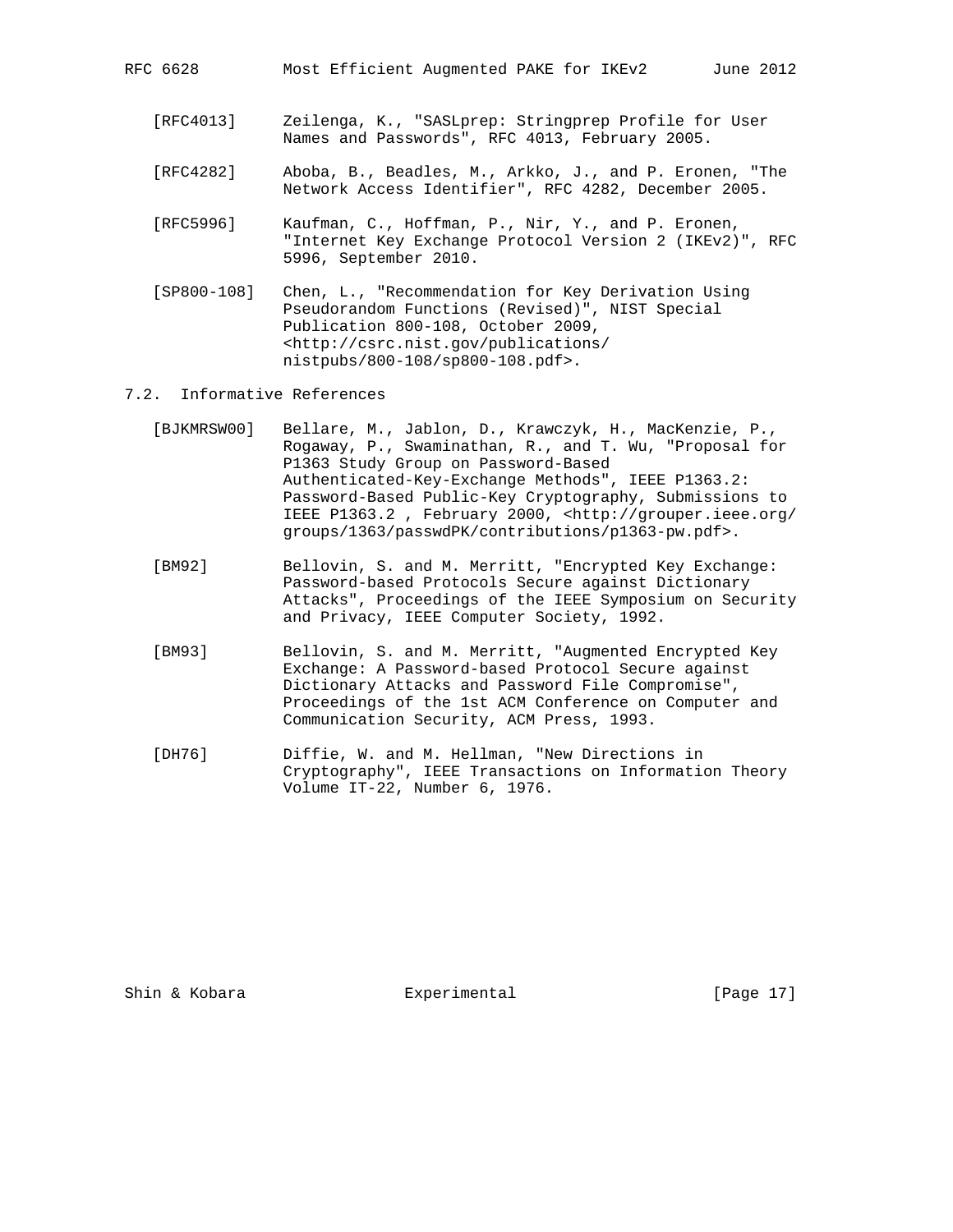[RFC4013] Zeilenga, K., "SASLprep: Stringprep Profile for User Names and Passwords", RFC 4013, February 2005.

[RFC4282] Aboba, B., Beadles, M., Arkko, J., and P. Eronen, "The Network Access Identifier", RFC 4282, December 2005.

[RFC5996] Kaufman, C., Hoffman, P., Nir, Y., and P. Eronen, "Internet Key Exchange Protocol Version 2 (IKEv2)", RFC 5996, September 2010.

[SP800-108] Chen, L., "Recommendation for Key Derivation Using Pseudorandom Functions (Revised)", NIST Special Publication 800-108, October 2009, <http://csrc.nist.gov/publications/nistpubs/800-108/sp800-108.pdf>.

## 7.2. Informative References

[BJKMRSW00] Bellare, M., Jablon, D., Krawczyk, H., MacKenzie, P., Rogaway, P., Swaminathan, R., and T. Wu, "Proposal for P1363 Study Group on Password-Based Authenticated-Key-Exchange Methods", IEEE P1363.2: Password-Based Public-Key Cryptography, Submissions to IEEE P1363.2 , February 2000, <http://grouper.ieee.org/groups/1363/passwdPK/contributions/p1363-pw.pdf>.

[BM92] Bellovin, S. and M. Merritt, "Encrypted Key Exchange: Password-based Protocols Secure against Dictionary Attacks", Proceedings of the IEEE Symposium on Security and Privacy, IEEE Computer Society, 1992.

[BM93] Bellovin, S. and M. Merritt, "Augmented Encrypted Key Exchange: A Password-based Protocol Secure against Dictionary Attacks and Password File Compromise", Proceedings of the 1st ACM Conference on Computer and Communication Security, ACM Press, 1993.

[DH76] Diffie, W. and M. Hellman, "New Directions in Cryptography", IEEE Transactions on Information Theory Volume IT-22, Number 6, 1976.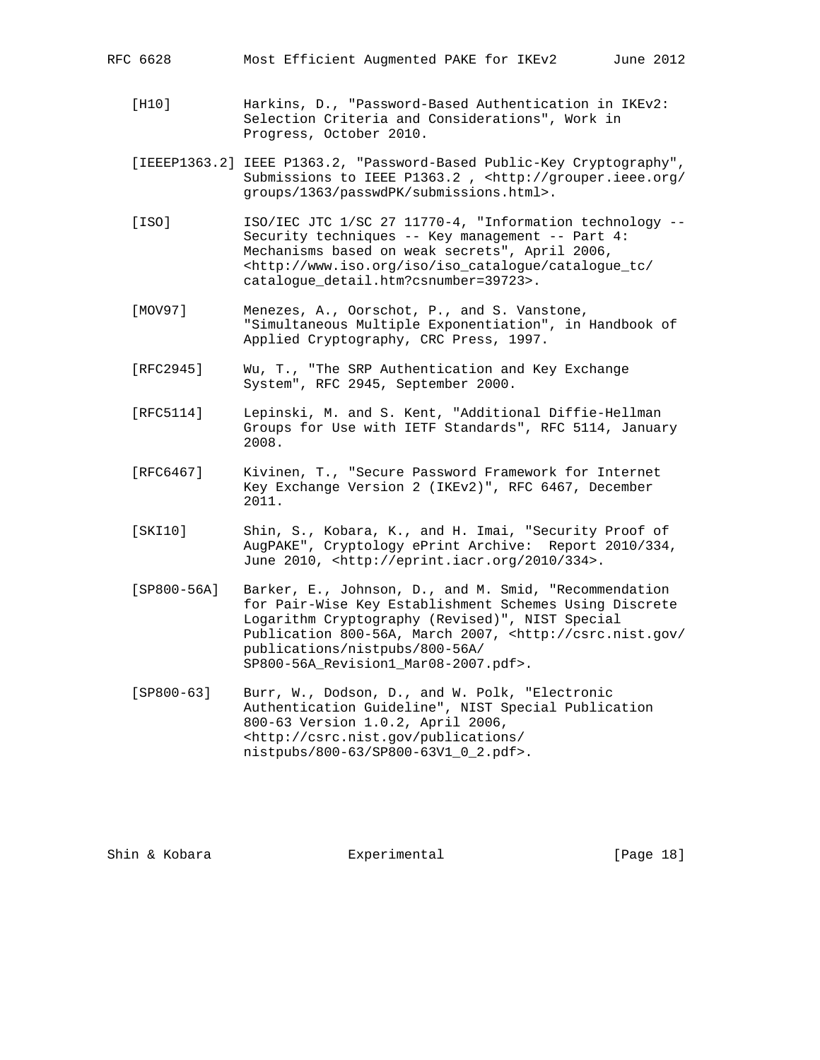[H10] Harkins, D., "Password-Based Authentication in IKEv2: Selection Criteria and Considerations", Work in Progress, October 2010.

[IEEEP1363.2] IEEE P1363.2, "Password-Based Public-Key Cryptography", Submissions to IEEE P1363.2 , <http://grouper.ieee.org/groups/1363/passwdPK/submissions.html>.

[ISO] ISO/IEC JTC 1/SC 27 11770-4, "Information technology -- Security techniques -- Key management -- Part 4: Mechanisms based on weak secrets", April 2006, <http://www.iso.org/iso/iso_catalogue/catalogue_tc/catalogue_detail.htm?csnumber=39723>.

[MOV97] Menezes, A., Oorschot, P., and S. Vanstone, "Simultaneous Multiple Exponentiation", in Handbook of Applied Cryptography, CRC Press, 1997.

[RFC2945] Wu, T., "The SRP Authentication and Key Exchange System", RFC 2945, September 2000.

[RFC5114] Lepinski, M. and S. Kent, "Additional Diffie-Hellman Groups for Use with IETF Standards", RFC 5114, January 2008.

[RFC6467] Kivinen, T., "Secure Password Framework for Internet Key Exchange Version 2 (IKEv2)", RFC 6467, December 2011.

[SKI10] Shin, S., Kobara, K., and H. Imai, "Security Proof of AugPAKE", Cryptology ePrint Archive: Report 2010/334, June 2010, <http://eprint.iacr.org/2010/334>.

[SP800-56A] Barker, E., Johnson, D., and M. Smid, "Recommendation for Pair-Wise Key Establishment Schemes Using Discrete Logarithm Cryptography (Revised)", NIST Special Publication 800-56A, March 2007, <http://csrc.nist.gov/publications/nistpubs/800-56A/SP800-56A_Revision1_Mar08-2007.pdf>.

[SP800-63] Burr, W., Dodson, D., and W. Polk, "Electronic Authentication Guideline", NIST Special Publication 800-63 Version 1.0.2, April 2006, <http://csrc.nist.gov/publications/nistpubs/800-63/SP800-63V1_0_2.pdf>.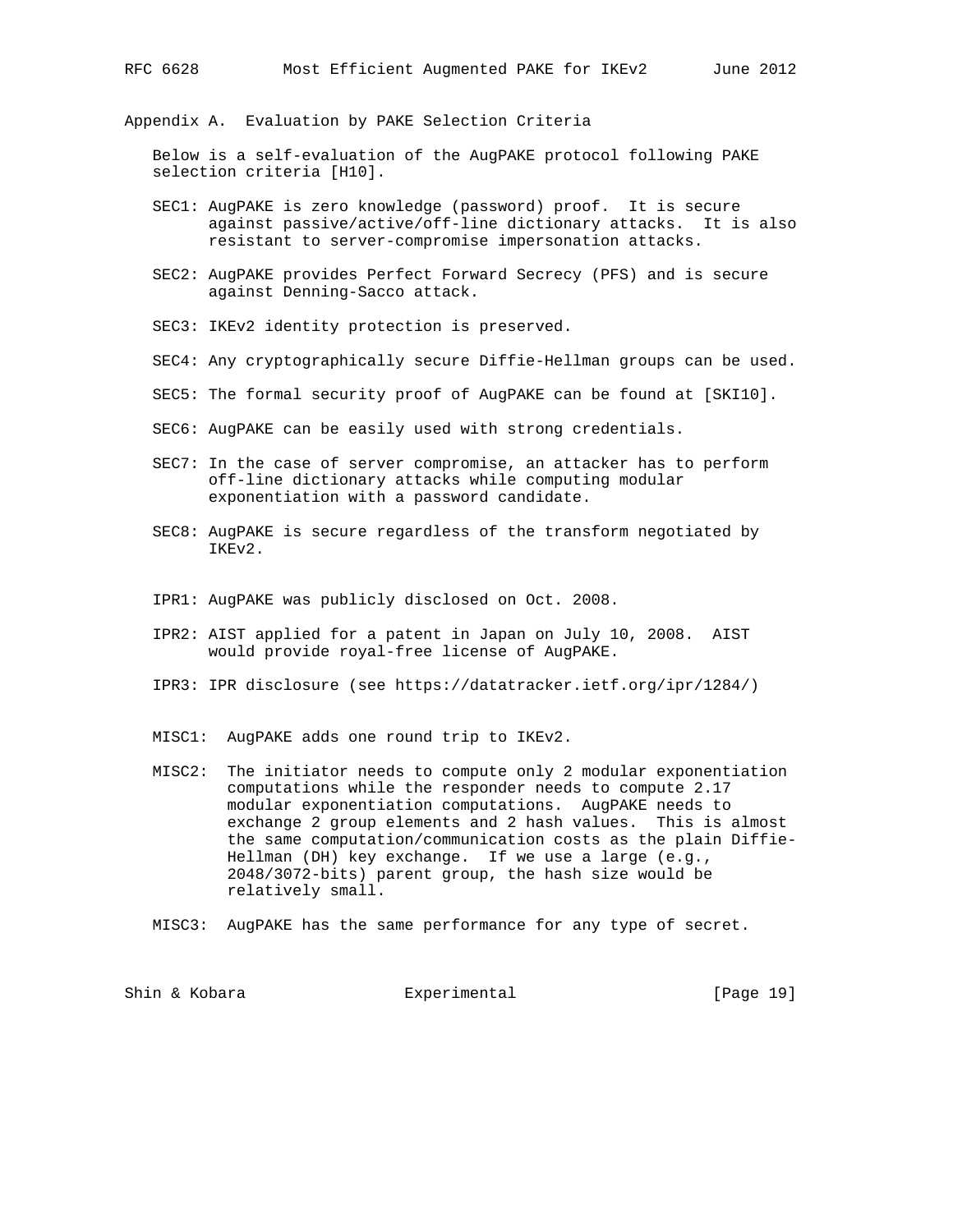## Appendix A. Evaluation by PAKE Selection Criteria

Below is a self-evaluation of the AugPAKE protocol following PAKE selection criteria [H10].

SEC1: AugPAKE is zero knowledge (password) proof. It is secure against passive/active/off-line dictionary attacks. It is also resistant to server-compromise impersonation attacks.

SEC2: AugPAKE provides Perfect Forward Secrecy (PFS) and is secure against Denning-Sacco attack.

SEC3: IKEv2 identity protection is preserved.

SEC4: Any cryptographically secure Diffie-Hellman groups can be used.

SEC5: The formal security proof of AugPAKE can be found at [SKI10].

SEC6: AugPAKE can be easily used with strong credentials.

SEC7: In the case of server compromise, an attacker has to perform off-line dictionary attacks while computing modular exponentiation with a password candidate.

SEC8: AugPAKE is secure regardless of the transform negotiated by IKEv2.

IPR1: AugPAKE was publicly disclosed on Oct. 2008.

IPR2: AIST applied for a patent in Japan on July 10, 2008. AIST would provide royal-free license of AugPAKE.

IPR3: IPR disclosure (see https://datatracker.ietf.org/ipr/1284/)

MISC1: AugPAKE adds one round trip to IKEv2.

MISC2: The initiator needs to compute only 2 modular exponentiation computations while the responder needs to compute 2.17 modular exponentiation computations. AugPAKE needs to exchange 2 group elements and 2 hash values. This is almost the same computation/communication costs as the plain Diffie-Hellman (DH) key exchange. If we use a large (e.g., 2048/3072-bits) parent group, the hash size would be relatively small.

MISC3: AugPAKE has the same performance for any type of secret.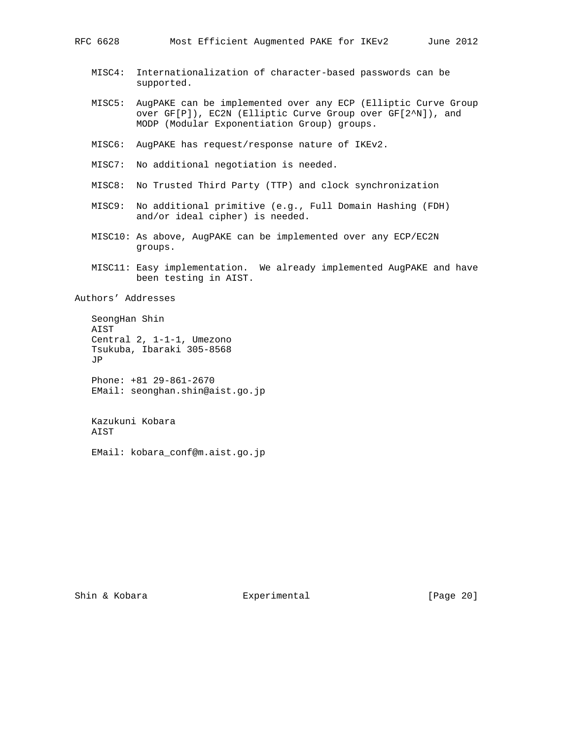MISC4: Internationalization of character-based passwords can be supported.

MISC5: AugPAKE can be implemented over any ECP (Elliptic Curve Group over GF[P]), EC2N (Elliptic Curve Group over GF[2^N]), and MODP (Modular Exponentiation Group) groups.

MISC6: AugPAKE has request/response nature of IKEv2.

MISC7: No additional negotiation is needed.

MISC8: No Trusted Third Party (TTP) and clock synchronization

MISC9: No additional primitive (e.g., Full Domain Hashing (FDH) and/or ideal cipher) is needed.

MISC10: As above, AugPAKE can be implemented over any ECP/EC2N groups.

MISC11: Easy implementation. We already implemented AugPAKE and have been testing in AIST.

# Authors' Addresses

SeongHan Shin
AIST
Central 2, 1-1-1, Umezono
Tsukuba, Ibaraki 305-8568
JP

Phone: +81 29-861-2670
EMail: seonghan.shin@aist.go.jp

Kazukuni Kobara
AIST

EMail: kobara_conf@m.aist.go.jp